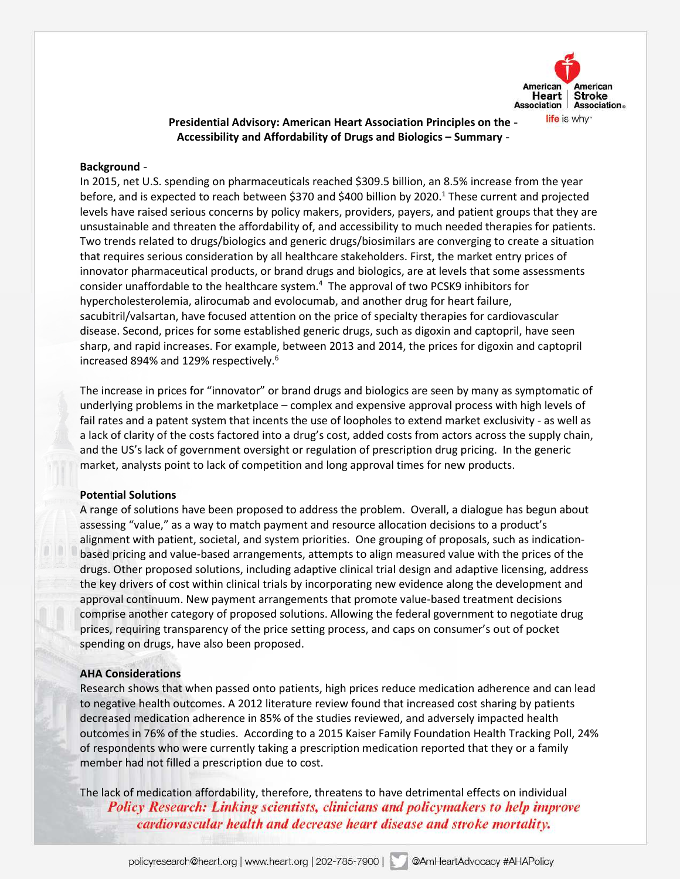**Presidential Advisory: American Heart Association Principles on the - Accessibility and Affordability of Drugs and Biologics – Summary -**

**Background -**

In 2015, net U.S. spending on pharmaceuticals reached $309.5 billion, an 8.5% increase from the year before, and is expected to reach between $370 and $400 billion by 2020.[1] These current and projected levels have raised serious concerns by policy makers, providers, payers, and patient groups that they are unsustainable and threaten the affordability of, and accessibility to much needed therapies for patients. Two trends related to drugs/biologics and generic drugs/biosimilars are converging to create a situation that requires serious consideration by all healthcare stakeholders. First, the market entry prices of innovator pharmaceutical products, or brand drugs and biologics, are at levels that some assessments consider unaffordable to the healthcare system.[4] The approval of two PCSK9 inhibitors for hypercholesterolemia, alirocumab and evolocumab, and another drug for heart failure, sacubitril/valsartan, have focused attention on the price of specialty therapies for cardiovascular disease. Second, prices for some established generic drugs, such as digoxin and captopril, have seen sharp, and rapid increases. For example, between 2013 and 2014, the prices for digoxin and captopril increased 894% and 129% respectively.[6]

The increase in prices for "innovator" or brand drugs and biologics are seen by many as symptomatic of underlying problems in the marketplace – complex and expensive approval process with high levels of fail rates and a patent system that incents the use of loopholes to extend market exclusivity - as well as a lack of clarity of the costs factored into a drug's cost, added costs from actors across the supply chain, and the US's lack of government oversight or regulation of prescription drug pricing. In the generic market, analysts point to lack of competition and long approval times for new products.

**Potential Solutions**

A range of solutions have been proposed to address the problem. Overall, a dialogue has begun about assessing "value," as a way to match payment and resource allocation decisions to a product's alignment with patient, societal, and system priorities. One grouping of proposals, such as indication-based pricing and value-based arrangements, attempts to align measured value with the prices of the drugs. Other proposed solutions, including adaptive clinical trial design and adaptive licensing, address the key drivers of cost within clinical trials by incorporating new evidence along the development and approval continuum. New payment arrangements that promote value-based treatment decisions comprise another category of proposed solutions. Allowing the federal government to negotiate drug prices, requiring transparency of the price setting process, and caps on consumer's out of pocket spending on drugs, have also been proposed.

**AHA Considerations**

Research shows that when passed onto patients, high prices reduce medication adherence and can lead to negative health outcomes. A 2012 literature review found that increased cost sharing by patients decreased medication adherence in 85% of the studies reviewed, and adversely impacted health outcomes in 76% of the studies. According to a 2015 Kaiser Family Foundation Health Tracking Poll, 24% of respondents who were currently taking a prescription medication reported that they or a family member had not filled a prescription due to cost.

The lack of medication affordability, therefore, threatens to have detrimental effects on individual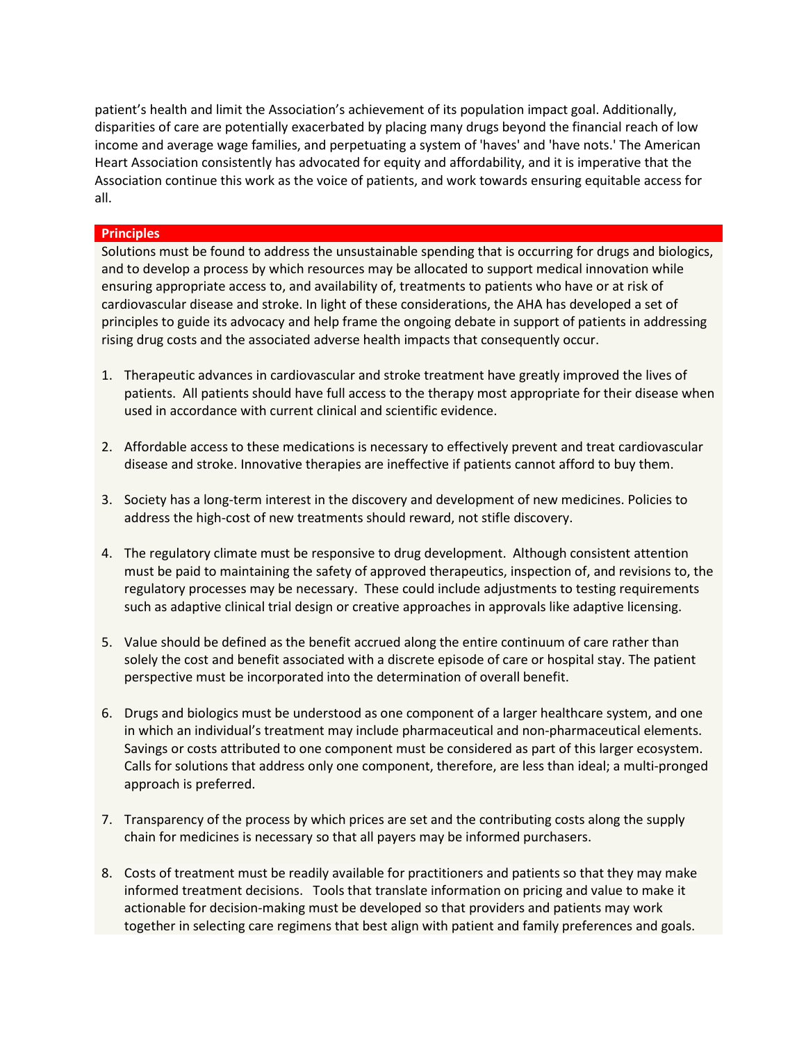patient's health and limit the Association's achievement of its population impact goal. Additionally, disparities of care are potentially exacerbated by placing many drugs beyond the financial reach of low income and average wage families, and perpetuating a system of 'haves' and 'have nots.' The American Heart Association consistently has advocated for equity and affordability, and it is imperative that the Association continue this work as the voice of patients, and work towards ensuring equitable access for all.

## Principles

Solutions must be found to address the unsustainable spending that is occurring for drugs and biologics, and to develop a process by which resources may be allocated to support medical innovation while ensuring appropriate access to, and availability of, treatments to patients who have or at risk of cardiovascular disease and stroke. In light of these considerations, the AHA has developed a set of principles to guide its advocacy and help frame the ongoing debate in support of patients in addressing rising drug costs and the associated adverse health impacts that consequently occur.

1. Therapeutic advances in cardiovascular and stroke treatment have greatly improved the lives of patients. All patients should have full access to the therapy most appropriate for their disease when used in accordance with current clinical and scientific evidence.

2. Affordable access to these medications is necessary to effectively prevent and treat cardiovascular disease and stroke. Innovative therapies are ineffective if patients cannot afford to buy them.

3. Society has a long-term interest in the discovery and development of new medicines. Policies to address the high-cost of new treatments should reward, not stifle discovery.

4. The regulatory climate must be responsive to drug development. Although consistent attention must be paid to maintaining the safety of approved therapeutics, inspection of, and revisions to, the regulatory processes may be necessary. These could include adjustments to testing requirements such as adaptive clinical trial design or creative approaches in approvals like adaptive licensing.

5. Value should be defined as the benefit accrued along the entire continuum of care rather than solely the cost and benefit associated with a discrete episode of care or hospital stay. The patient perspective must be incorporated into the determination of overall benefit.

6. Drugs and biologics must be understood as one component of a larger healthcare system, and one in which an individual's treatment may include pharmaceutical and non-pharmaceutical elements. Savings or costs attributed to one component must be considered as part of this larger ecosystem. Calls for solutions that address only one component, therefore, are less than ideal; a multi-pronged approach is preferred.

7. Transparency of the process by which prices are set and the contributing costs along the supply chain for medicines is necessary so that all payers may be informed purchasers.

8. Costs of treatment must be readily available for practitioners and patients so that they may make informed treatment decisions. Tools that translate information on pricing and value to make it actionable for decision-making must be developed so that providers and patients may work together in selecting care regimens that best align with patient and family preferences and goals.